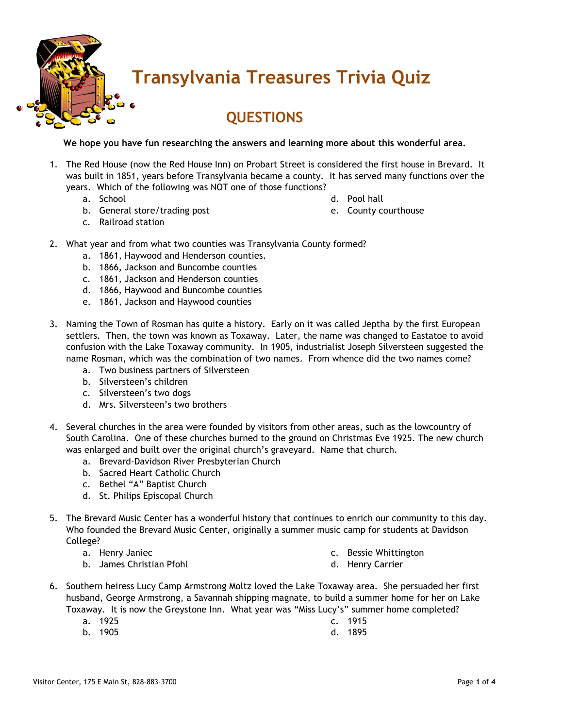# Transylvania Treasures Trivia Quiz

## QUESTIONS

**We hope you have fun researching the answers and learning more about this wonderful area.**

1. The Red House (now the Red House Inn) on Probart Street is considered the first house in Brevard. It was built in 1851, years before Transylvania became a county. It has served many functions over the years. Which of the following was NOT one of those functions?
   a. School
   b. General store/trading post
   c. Railroad station
   d. Pool hall
   e. County courthouse

2. What year and from what two counties was Transylvania County formed?
   a. 1861, Haywood and Henderson counties.
   b. 1866, Jackson and Buncombe counties
   c. 1861, Jackson and Henderson counties
   d. 1866, Haywood and Buncombe counties
   e. 1861, Jackson and Haywood counties

3. Naming the Town of Rosman has quite a history. Early on it was called Jeptha by the first European settlers. Then, the town was known as Toxaway. Later, the name was changed to Eastatoe to avoid confusion with the Lake Toxaway community. In 1905, industrialist Joseph Silversteen suggested the name Rosman, which was the combination of two names. From whence did the two names come?
   a. Two business partners of Silversteen
   b. Silversteen's children
   c. Silversteen's two dogs
   d. Mrs. Silversteen's two brothers

4. Several churches in the area were founded by visitors from other areas, such as the lowcountry of South Carolina. One of these churches burned to the ground on Christmas Eve 1925. The new church was enlarged and built over the original church's graveyard. Name that church.
   a. Brevard-Davidson River Presbyterian Church
   b. Sacred Heart Catholic Church
   c. Bethel "A" Baptist Church
   d. St. Philips Episcopal Church

5. The Brevard Music Center has a wonderful history that continues to enrich our community to this day. Who founded the Brevard Music Center, originally a summer music camp for students at Davidson College?
   a. Henry Janiec
   b. James Christian Pfohl
   c. Bessie Whittington
   d. Henry Carrier

6. Southern heiress Lucy Camp Armstrong Moltz loved the Lake Toxaway area. She persuaded her first husband, George Armstrong, a Savannah shipping magnate, to build a summer home for her on Lake Toxaway. It is now the Greystone Inn. What year was "Miss Lucy's" summer home completed?
   a. 1925
   b. 1905
   c. 1915
   d. 1895

Visitor Center, 175 E Main St, 828-883-3700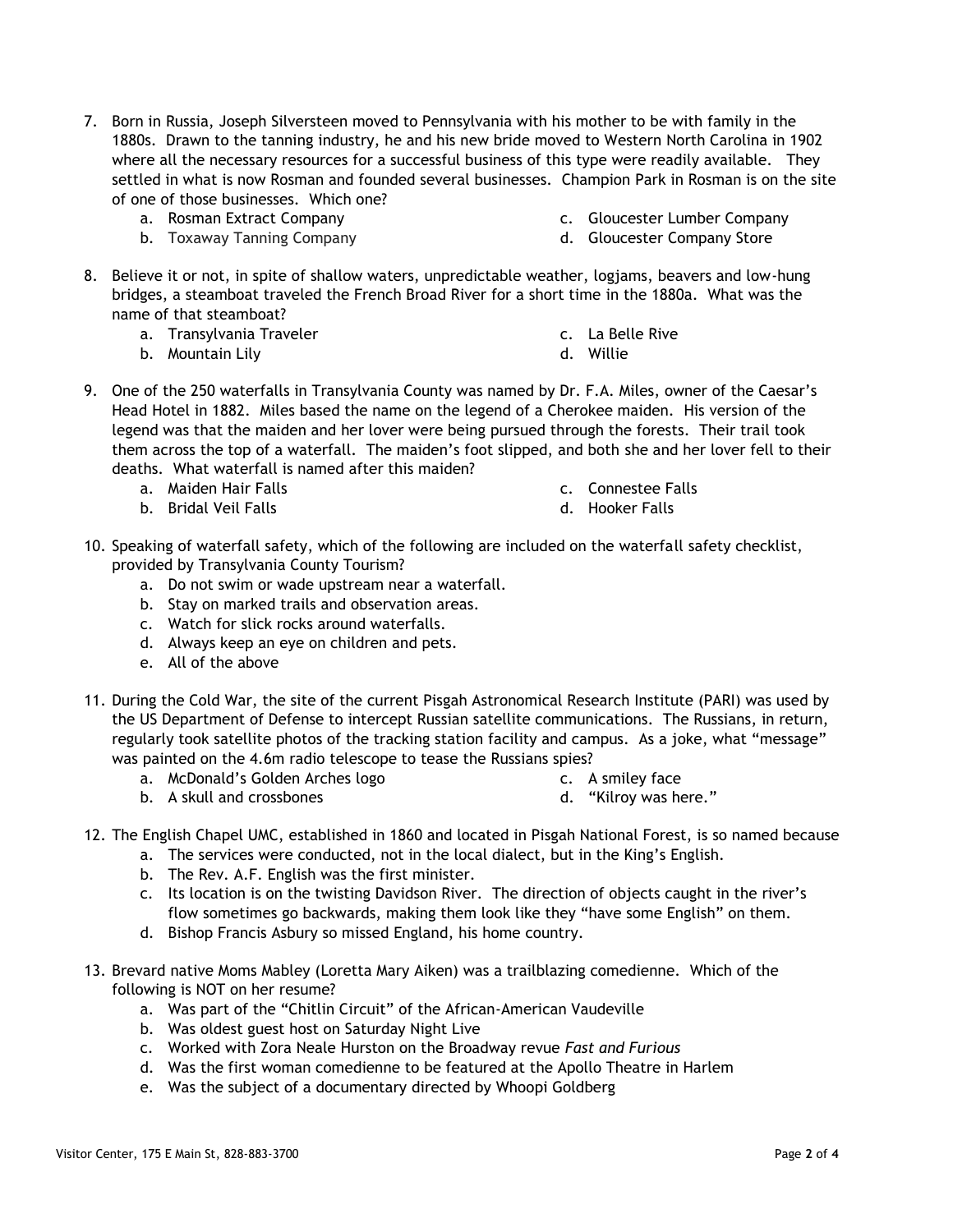7. Born in Russia, Joseph Silversteen moved to Pennsylvania with his mother to be with family in the 1880s. Drawn to the tanning industry, he and his new bride moved to Western North Carolina in 1902 where all the necessary resources for a successful business of this type were readily available. They settled in what is now Rosman and founded several businesses. Champion Park in Rosman is on the site of one of those businesses. Which one?
   a. Rosman Extract Company
   b. Toxaway Tanning Company
   c. Gloucester Lumber Company
   d. Gloucester Company Store

8. Believe it or not, in spite of shallow waters, unpredictable weather, logjams, beavers and low-hung bridges, a steamboat traveled the French Broad River for a short time in the 1880a. What was the name of that steamboat?
   a. Transylvania Traveler
   b. Mountain Lily
   c. La Belle Rive
   d. Willie

9. One of the 250 waterfalls in Transylvania County was named by Dr. F.A. Miles, owner of the Caesar's Head Hotel in 1882. Miles based the name on the legend of a Cherokee maiden. His version of the legend was that the maiden and her lover were being pursued through the forests. Their trail took them across the top of a waterfall. The maiden's foot slipped, and both she and her lover fell to their deaths. What waterfall is named after this maiden?
   a. Maiden Hair Falls
   b. Bridal Veil Falls
   c. Connestee Falls
   d. Hooker Falls

10. Speaking of waterfall safety, which of the following are included on the waterfall safety checklist, provided by Transylvania County Tourism?
    a. Do not swim or wade upstream near a waterfall.
    b. Stay on marked trails and observation areas.
    c. Watch for slick rocks around waterfalls.
    d. Always keep an eye on children and pets.
    e. All of the above

11. During the Cold War, the site of the current Pisgah Astronomical Research Institute (PARI) was used by the US Department of Defense to intercept Russian satellite communications. The Russians, in return, regularly took satellite photos of the tracking station facility and campus. As a joke, what "message" was painted on the 4.6m radio telescope to tease the Russians spies?
    a. McDonald's Golden Arches logo
    b. A skull and crossbones
    c. A smiley face
    d. "Kilroy was here."

12. The English Chapel UMC, established in 1860 and located in Pisgah National Forest, is so named because
    a. The services were conducted, not in the local dialect, but in the King's English.
    b. The Rev. A.F. English was the first minister.
    c. Its location is on the twisting Davidson River. The direction of objects caught in the river's flow sometimes go backwards, making them look like they "have some English" on them.
    d. Bishop Francis Asbury so missed England, his home country.

13. Brevard native Moms Mabley (Loretta Mary Aiken) was a trailblazing comedienne. Which of the following is NOT on her resume?
    a. Was part of the "Chitlin Circuit" of the African-American Vaudeville
    b. Was oldest guest host on Saturday Night Live
    c. Worked with Zora Neale Hurston on the Broadway revue *Fast and Furious*
    d. Was the first woman comedienne to be featured at the Apollo Theatre in Harlem
    e. Was the subject of a documentary directed by Whoopi Goldberg

Visitor Center, 175 E Main St, 828-883-3700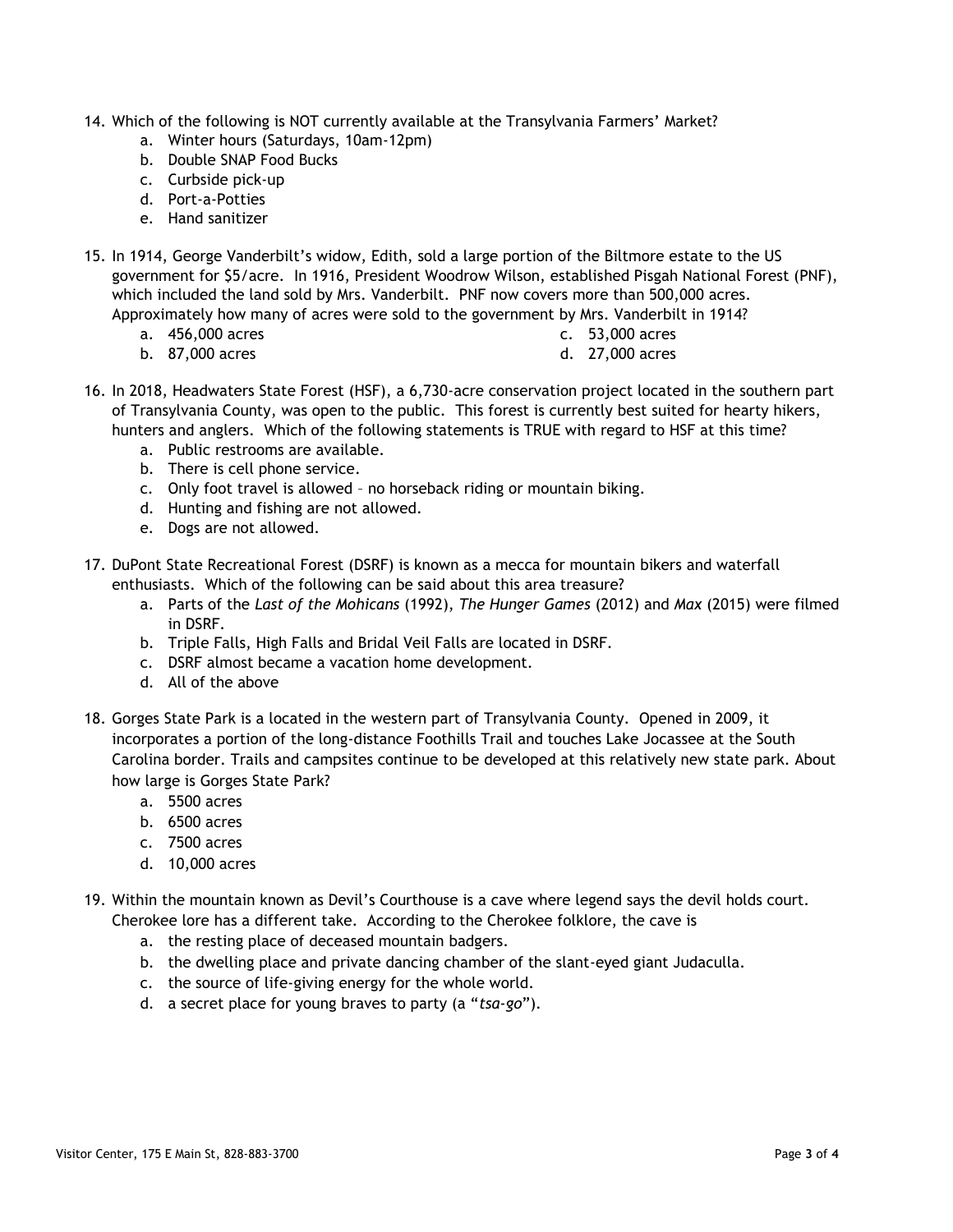14. Which of the following is NOT currently available at the Transylvania Farmers' Market?
    a. Winter hours (Saturdays, 10am-12pm)
    b. Double SNAP Food Bucks
    c. Curbside pick-up
    d. Port-a-Potties
    e. Hand sanitizer

15. In 1914, George Vanderbilt's widow, Edith, sold a large portion of the Biltmore estate to the US government for $5/acre. In 1916, President Woodrow Wilson, established Pisgah National Forest (PNF), which included the land sold by Mrs. Vanderbilt. PNF now covers more than 500,000 acres. Approximately how many of acres were sold to the government by Mrs. Vanderbilt in 1914?
    a. 456,000 acres
    b. 87,000 acres
    c. 53,000 acres
    d. 27,000 acres

16. In 2018, Headwaters State Forest (HSF), a 6,730-acre conservation project located in the southern part of Transylvania County, was open to the public. This forest is currently best suited for hearty hikers, hunters and anglers. Which of the following statements is TRUE with regard to HSF at this time?
    a. Public restrooms are available.
    b. There is cell phone service.
    c. Only foot travel is allowed – no horseback riding or mountain biking.
    d. Hunting and fishing are not allowed.
    e. Dogs are not allowed.

17. DuPont State Recreational Forest (DSRF) is known as a mecca for mountain bikers and waterfall enthusiasts. Which of the following can be said about this area treasure?
    a. Parts of the *Last of the Mohicans* (1992), *The Hunger Games* (2012) and *Max* (2015) were filmed in DSRF.
    b. Triple Falls, High Falls and Bridal Veil Falls are located in DSRF.
    c. DSRF almost became a vacation home development.
    d. All of the above

18. Gorges State Park is a located in the western part of Transylvania County. Opened in 2009, it incorporates a portion of the long-distance Foothills Trail and touches Lake Jocassee at the South Carolina border. Trails and campsites continue to be developed at this relatively new state park. About how large is Gorges State Park?
    a. 5500 acres
    b. 6500 acres
    c. 7500 acres
    d. 10,000 acres

19. Within the mountain known as Devil's Courthouse is a cave where legend says the devil holds court. Cherokee lore has a different take. According to the Cherokee folklore, the cave is
    a. the resting place of deceased mountain badgers.
    b. the dwelling place and private dancing chamber of the slant-eyed giant Judaculla.
    c. the source of life-giving energy for the whole world.
    d. a secret place for young braves to party (a "*tsa-go*").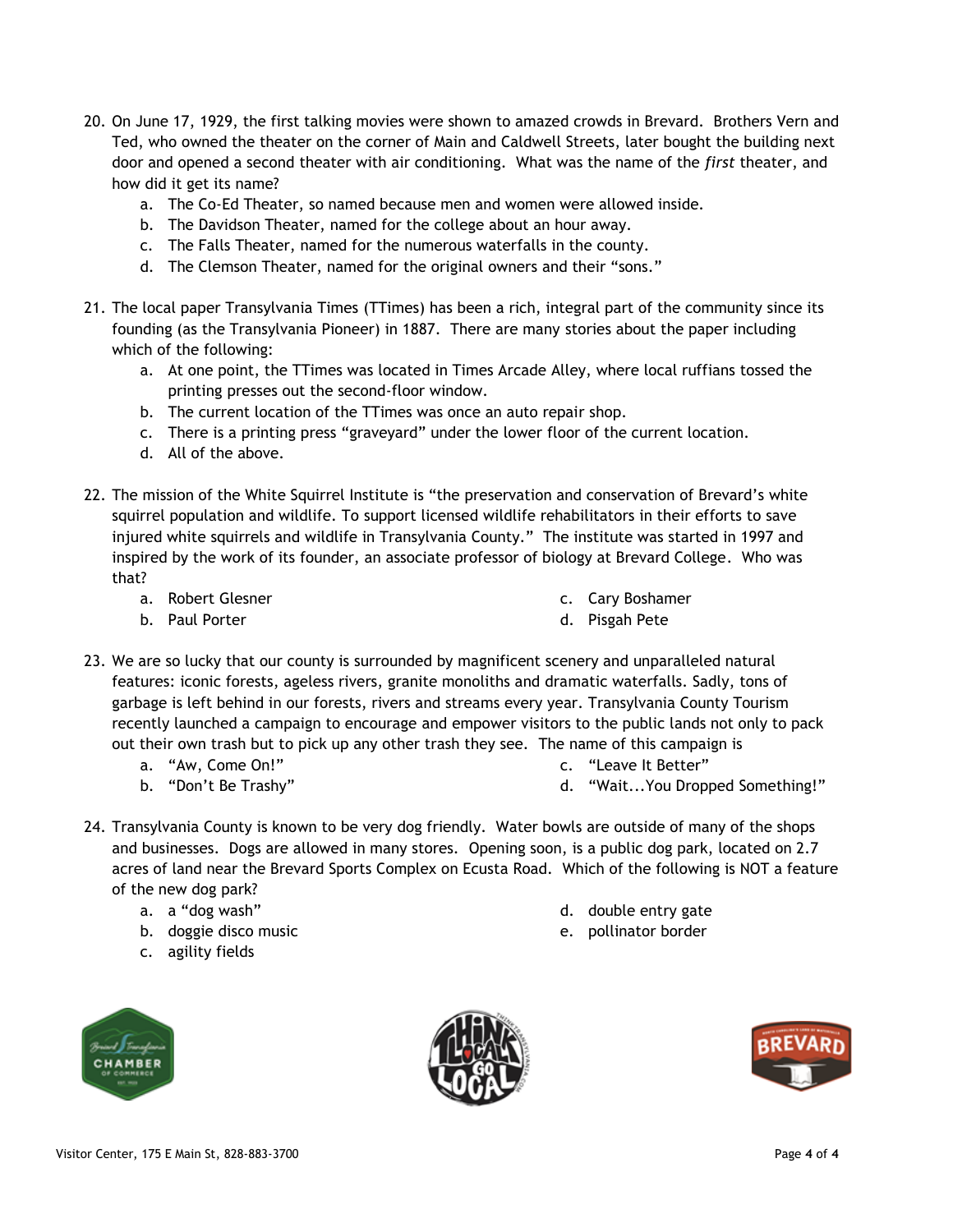20. On June 17, 1929, the first talking movies were shown to amazed crowds in Brevard. Brothers Vern and Ted, who owned the theater on the corner of Main and Caldwell Streets, later bought the building next door and opened a second theater with air conditioning. What was the name of the *first* theater, and how did it get its name?
    a. The Co-Ed Theater, so named because men and women were allowed inside.
    b. The Davidson Theater, named for the college about an hour away.
    c. The Falls Theater, named for the numerous waterfalls in the county.
    d. The Clemson Theater, named for the original owners and their "sons."

21. The local paper Transylvania Times (TTimes) has been a rich, integral part of the community since its founding (as the Transylvania Pioneer) in 1887. There are many stories about the paper including which of the following:
    a. At one point, the TTimes was located in Times Arcade Alley, where local ruffians tossed the printing presses out the second-floor window.
    b. The current location of the TTimes was once an auto repair shop.
    c. There is a printing press "graveyard" under the lower floor of the current location.
    d. All of the above.

22. The mission of the White Squirrel Institute is "the preservation and conservation of Brevard's white squirrel population and wildlife. To support licensed wildlife rehabilitators in their efforts to save injured white squirrels and wildlife in Transylvania County." The institute was started in 1997 and inspired by the work of its founder, an associate professor of biology at Brevard College. Who was that?
    a. Robert Glesner
    b. Paul Porter
    c. Cary Boshamer
    d. Pisgah Pete

23. We are so lucky that our county is surrounded by magnificent scenery and unparalleled natural features: iconic forests, ageless rivers, granite monoliths and dramatic waterfalls. Sadly, tons of garbage is left behind in our forests, rivers and streams every year. Transylvania County Tourism recently launched a campaign to encourage and empower visitors to the public lands not only to pack out their own trash but to pick up any other trash they see. The name of this campaign is
    a. "Aw, Come On!"
    b. "Don't Be Trashy"
    c. "Leave It Better"
    d. "Wait...You Dropped Something!"

24. Transylvania County is known to be very dog friendly. Water bowls are outside of many of the shops and businesses. Dogs are allowed in many stores. Opening soon, is a public dog park, located on 2.7 acres of land near the Brevard Sports Complex on Ecusta Road. Which of the following is NOT a feature of the new dog park?
    a. a "dog wash"
    b. doggie disco music
    c. agility fields
    d. double entry gate
    e. pollinator border

Visitor Center, 175 E Main St, 828-883-3700